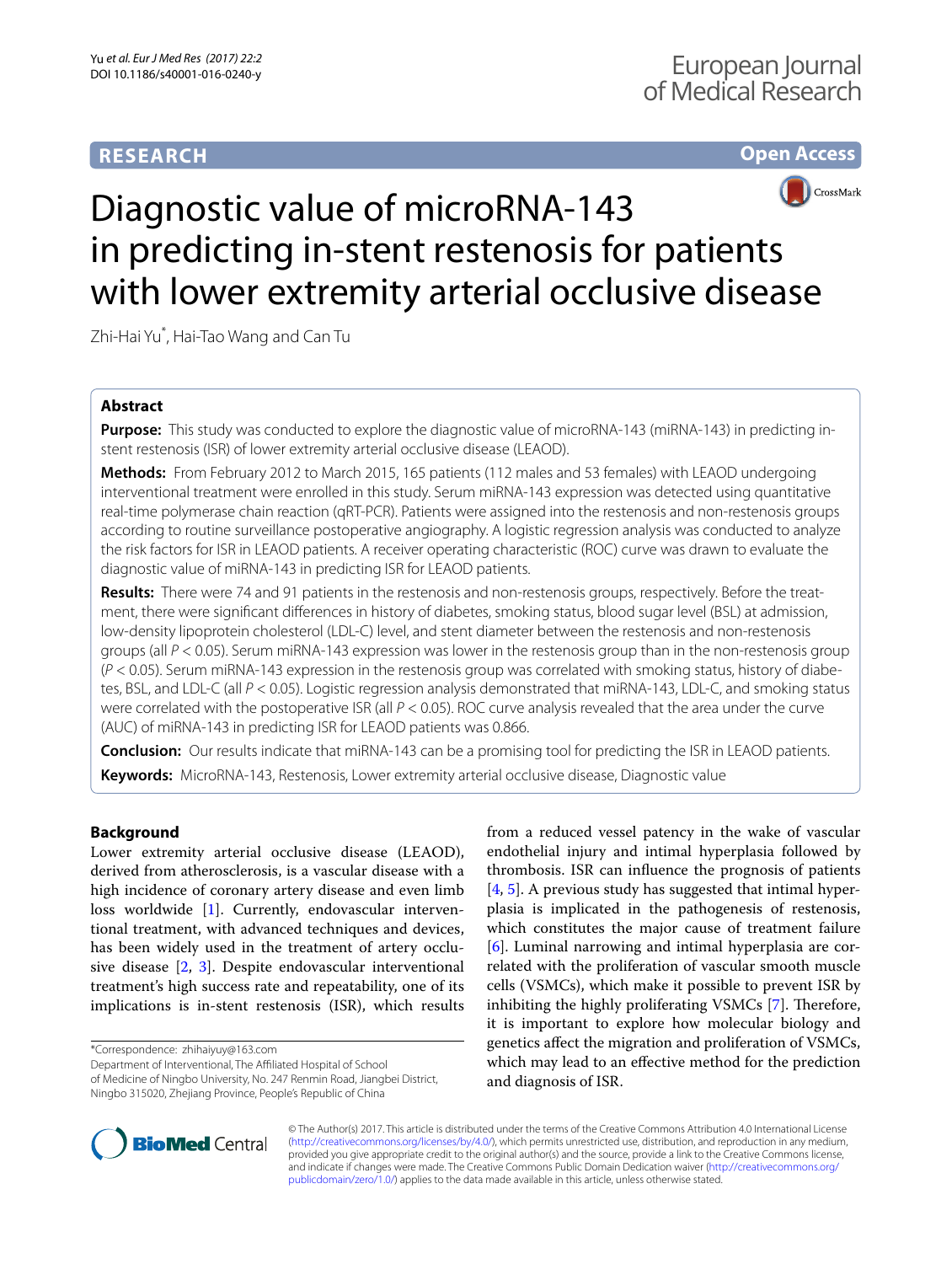**RESEARCH**

**Open Access**

# Diagnostic value of microRNA-143 in predicting in-stent restenosis for patients with lower extremity arterial occlusive disease

Zhi-Hai Yu*, Hai-Tao Wang and Can Tu

## Abstract

**Purpose:** This study was conducted to explore the diagnostic value of microRNA-143 (miRNA-143) in predicting in-stent restenosis (ISR) of lower extremity arterial occlusive disease (LEAOD).

**Methods:** From February 2012 to March 2015, 165 patients (112 males and 53 females) with LEAOD undergoing interventional treatment were enrolled in this study. Serum miRNA-143 expression was detected using quantitative real-time polymerase chain reaction (qRT-PCR). Patients were assigned into the restenosis and non-restenosis groups according to routine surveillance postoperative angiography. A logistic regression analysis was conducted to analyze the risk factors for ISR in LEAOD patients. A receiver operating characteristic (ROC) curve was drawn to evaluate the diagnostic value of miRNA-143 in predicting ISR for LEAOD patients.

**Results:** There were 74 and 91 patients in the restenosis and non-restenosis groups, respectively. Before the treatment, there were significant differences in history of diabetes, smoking status, blood sugar level (BSL) at admission, low-density lipoprotein cholesterol (LDL-C) level, and stent diameter between the restenosis and non-restenosis groups (all $P < 0.05$). Serum miRNA-143 expression was lower in the restenosis group than in the non-restenosis group ($P < 0.05$). Serum miRNA-143 expression in the restenosis group was correlated with smoking status, history of diabetes, BSL, and LDL-C (all $P < 0.05$). Logistic regression analysis demonstrated that miRNA-143, LDL-C, and smoking status were correlated with the postoperative ISR (all $P < 0.05$). ROC curve analysis revealed that the area under the curve (AUC) of miRNA-143 in predicting ISR for LEAOD patients was 0.866.

**Conclusion:** Our results indicate that miRNA-143 can be a promising tool for predicting the ISR in LEAOD patients.

**Keywords:** MicroRNA-143, Restenosis, Lower extremity arterial occlusive disease, Diagnostic value

## Background

Lower extremity arterial occlusive disease (LEAOD), derived from atherosclerosis, is a vascular disease with a high incidence of coronary artery disease and even limb loss worldwide [1]. Currently, endovascular interventional treatment, with advanced techniques and devices, has been widely used in the treatment of artery occlusive disease [2, 3]. Despite endovascular interventional treatment's high success rate and repeatability, one of its implications is in-stent restenosis (ISR), which results from a reduced vessel patency in the wake of vascular endothelial injury and intimal hyperplasia followed by thrombosis. ISR can influence the prognosis of patients [4, 5]. A previous study has suggested that intimal hyperplasia is implicated in the pathogenesis of restenosis, which constitutes the major cause of treatment failure [6]. Luminal narrowing and intimal hyperplasia are correlated with the proliferation of vascular smooth muscle cells (VSMCs), which make it possible to prevent ISR by inhibiting the highly proliferating VSMCs [7]. Therefore, it is important to explore how molecular biology and genetics affect the migration and proliferation of VSMCs, which may lead to an effective method for the prediction and diagnosis of ISR.

*Correspondence: zhihaiyuy@163.com
Department of Interventional, The Affiliated Hospital of School of Medicine of Ningbo University, No. 247 Renmin Road, Jiangbei District, Ningbo 315020, Zhejiang Province, People's Republic of China

© The Author(s) 2017. This article is distributed under the terms of the Creative Commons Attribution 4.0 International License (http://creativecommons.org/licenses/by/4.0/), which permits unrestricted use, distribution, and reproduction in any medium, provided you give appropriate credit to the original author(s) and the source, provide a link to the Creative Commons license, and indicate if changes were made. The Creative Commons Public Domain Dedication waiver (http://creativecommons.org/publicdomain/zero/1.0/) applies to the data made available in this article, unless otherwise stated.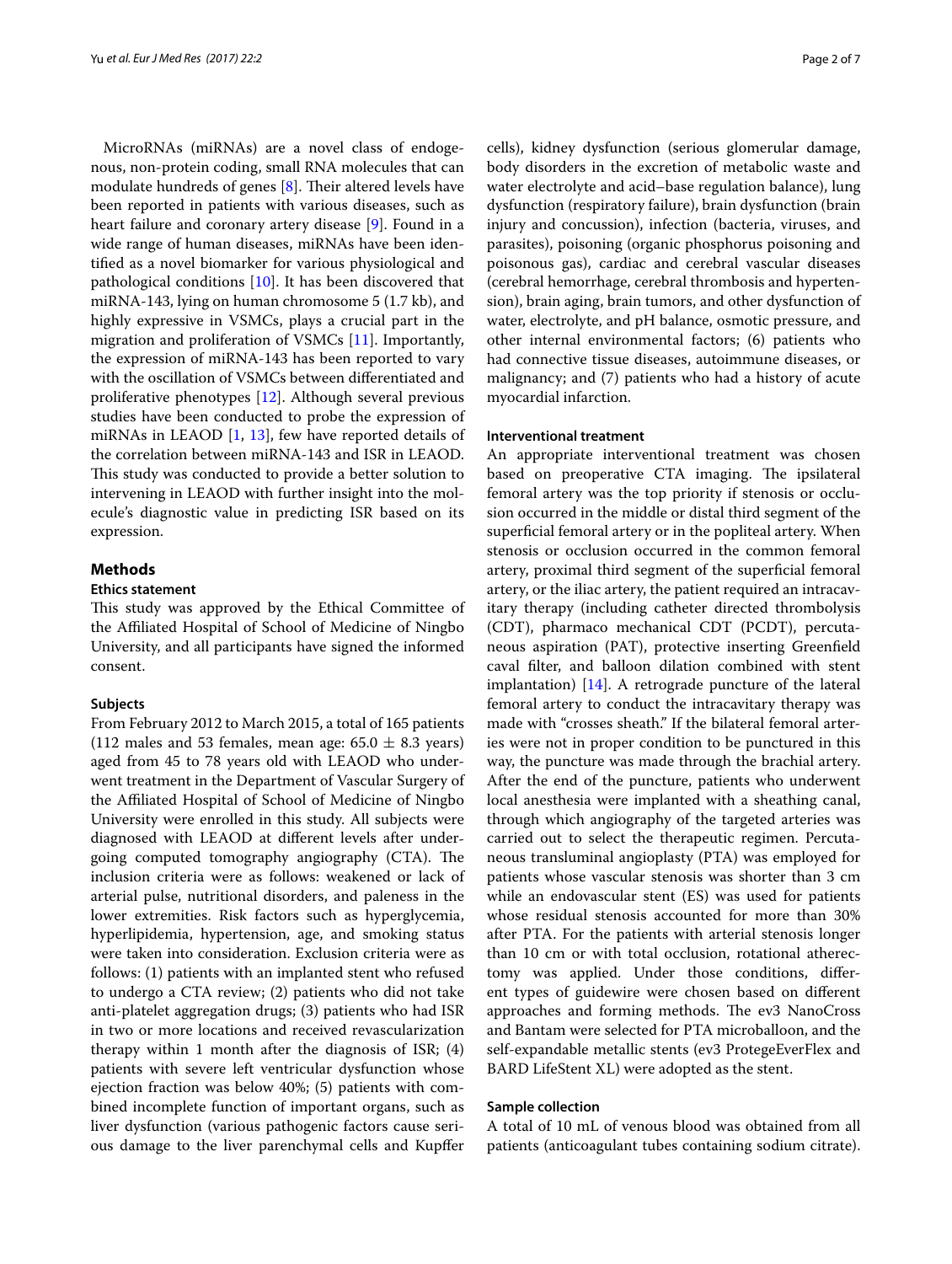MicroRNAs (miRNAs) are a novel class of endogenous, non-protein coding, small RNA molecules that can modulate hundreds of genes [8]. Their altered levels have been reported in patients with various diseases, such as heart failure and coronary artery disease [9]. Found in a wide range of human diseases, miRNAs have been identified as a novel biomarker for various physiological and pathological conditions [10]. It has been discovered that miRNA-143, lying on human chromosome 5 (1.7 kb), and highly expressive in VSMCs, plays a crucial part in the migration and proliferation of VSMCs [11]. Importantly, the expression of miRNA-143 has been reported to vary with the oscillation of VSMCs between differentiated and proliferative phenotypes [12]. Although several previous studies have been conducted to probe the expression of miRNAs in LEAOD [1, 13], few have reported details of the correlation between miRNA-143 and ISR in LEAOD. This study was conducted to provide a better solution to intervening in LEAOD with further insight into the molecule's diagnostic value in predicting ISR based on its expression.

## Methods

### Ethics statement

This study was approved by the Ethical Committee of the Affiliated Hospital of School of Medicine of Ningbo University, and all participants have signed the informed consent.

### Subjects

From February 2012 to March 2015, a total of 165 patients (112 males and 53 females, mean age: $65.0 \pm 8.3$ years) aged from 45 to 78 years old with LEAOD who underwent treatment in the Department of Vascular Surgery of the Affiliated Hospital of School of Medicine of Ningbo University were enrolled in this study. All subjects were diagnosed with LEAOD at different levels after undergoing computed tomography angiography (CTA). The inclusion criteria were as follows: weakened or lack of arterial pulse, nutritional disorders, and paleness in the lower extremities. Risk factors such as hyperglycemia, hyperlipidemia, hypertension, age, and smoking status were taken into consideration. Exclusion criteria were as follows: (1) patients with an implanted stent who refused to undergo a CTA review; (2) patients who did not take anti-platelet aggregation drugs; (3) patients who had ISR in two or more locations and received revascularization therapy within 1 month after the diagnosis of ISR; (4) patients with severe left ventricular dysfunction whose ejection fraction was below 40%; (5) patients with combined incomplete function of important organs, such as liver dysfunction (various pathogenic factors cause serious damage to the liver parenchymal cells and Kupffer cells), kidney dysfunction (serious glomerular damage, body disorders in the excretion of metabolic waste and water electrolyte and acid–base regulation balance), lung dysfunction (respiratory failure), brain dysfunction (brain injury and concussion), infection (bacteria, viruses, and parasites), poisoning (organic phosphorus poisoning and poisonous gas), cardiac and cerebral vascular diseases (cerebral hemorrhage, cerebral thrombosis and hypertension), brain aging, brain tumors, and other dysfunction of water, electrolyte, and pH balance, osmotic pressure, and other internal environmental factors; (6) patients who had connective tissue diseases, autoimmune diseases, or malignancy; and (7) patients who had a history of acute myocardial infarction.

### Interventional treatment

An appropriate interventional treatment was chosen based on preoperative CTA imaging. The ipsilateral femoral artery was the top priority if stenosis or occlusion occurred in the middle or distal third segment of the superficial femoral artery or in the popliteal artery. When stenosis or occlusion occurred in the common femoral artery, proximal third segment of the superficial femoral artery, or the iliac artery, the patient required an intracavitary therapy (including catheter directed thrombolysis (CDT), pharmaco mechanical CDT (PCDT), percutaneous aspiration (PAT), protective inserting Greenfield caval filter, and balloon dilation combined with stent implantation) [14]. A retrograde puncture of the lateral femoral artery to conduct the intracavitary therapy was made with "crosses sheath." If the bilateral femoral arteries were not in proper condition to be punctured in this way, the puncture was made through the brachial artery. After the end of the puncture, patients who underwent local anesthesia were implanted with a sheathing canal, through which angiography of the targeted arteries was carried out to select the therapeutic regimen. Percutaneous transluminal angioplasty (PTA) was employed for patients whose vascular stenosis was shorter than 3 cm while an endovascular stent (ES) was used for patients whose residual stenosis accounted for more than 30% after PTA. For the patients with arterial stenosis longer than 10 cm or with total occlusion, rotational atherectomy was applied. Under those conditions, different types of guidewire were chosen based on different approaches and forming methods. The ev3 NanoCross and Bantam were selected for PTA microballoon, and the self-expandable metallic stents (ev3 ProtegeEverFlex and BARD LifeStent XL) were adopted as the stent.

### Sample collection

A total of 10 mL of venous blood was obtained from all patients (anticoagulant tubes containing sodium citrate).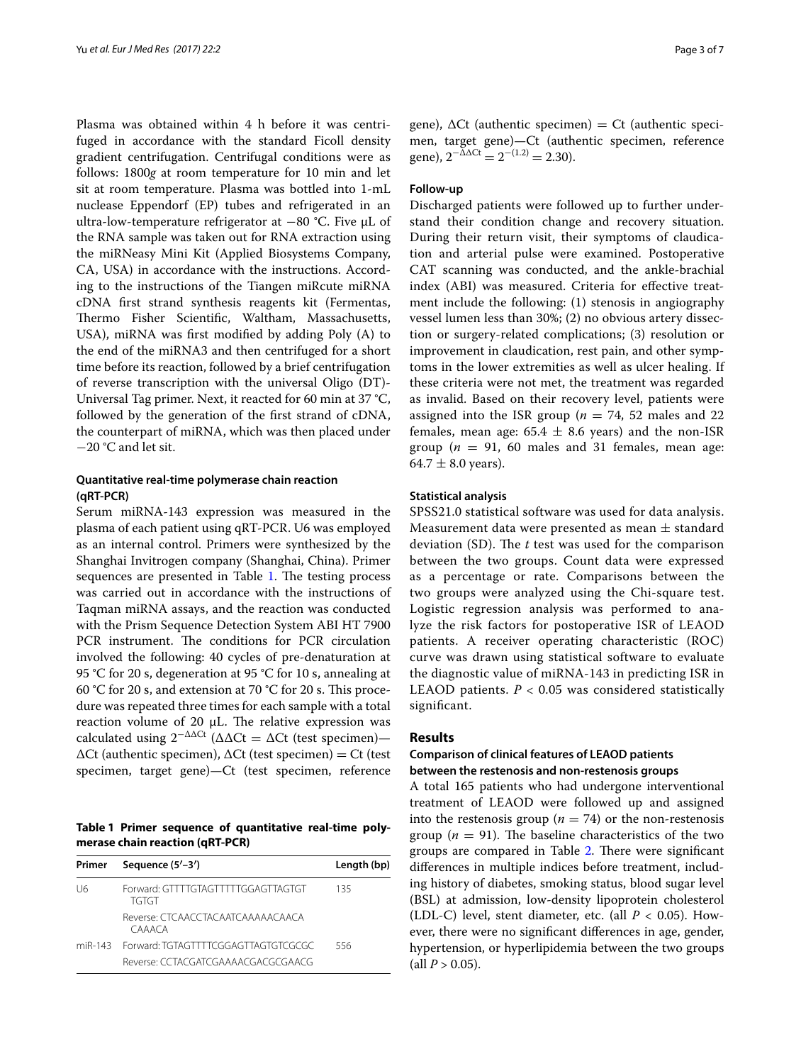Plasma was obtained within 4 h before it was centrifuged in accordance with the standard Ficoll density gradient centrifugation. Centrifugal conditions were as follows: 1800*g* at room temperature for 10 min and let sit at room temperature. Plasma was bottled into 1-mL nuclease Eppendorf (EP) tubes and refrigerated in an ultra-low-temperature refrigerator at −80 °C. Five μL of the RNA sample was taken out for RNA extraction using the miRNeasy Mini Kit (Applied Biosystems Company, CA, USA) in accordance with the instructions. According to the instructions of the Tiangen miRcute miRNA cDNA first strand synthesis reagents kit (Fermentas, Thermo Fisher Scientific, Waltham, Massachusetts, USA), miRNA was first modified by adding Poly (A) to the end of the miRNA3 and then centrifuged for a short time before its reaction, followed by a brief centrifugation of reverse transcription with the universal Oligo (DT)-Universal Tag primer. Next, it reacted for 60 min at 37 °C, followed by the generation of the first strand of cDNA, the counterpart of miRNA, which was then placed under −20 °C and let sit.

### Quantitative real-time polymerase chain reaction (qRT-PCR)

Serum miRNA-143 expression was measured in the plasma of each patient using qRT-PCR. U6 was employed as an internal control. Primers were synthesized by the Shanghai Invitrogen company (Shanghai, China). Primer sequences are presented in Table 1. The testing process was carried out in accordance with the instructions of Taqman miRNA assays, and the reaction was conducted with the Prism Sequence Detection System ABI HT 7900 PCR instrument. The conditions for PCR circulation involved the following: 40 cycles of pre-denaturation at 95 °C for 20 s, degeneration at 95 °C for 10 s, annealing at 60 °C for 20 s, and extension at 70 °C for 20 s. This procedure was repeated three times for each sample with a total reaction volume of 20 μL. The relative expression was calculated using $2^{-\Delta\Delta Ct}$ ($\Delta\Delta Ct = \Delta Ct$ (test specimen)—$\Delta Ct$ (authentic specimen), $\Delta Ct$ (test specimen) = Ct (test specimen, target gene)—Ct (test specimen, reference gene), $\Delta Ct$ (authentic specimen) = Ct (authentic specimen, target gene)—Ct (authentic specimen, reference gene), $2^{-\Delta\Delta Ct} = 2^{-(1.2)} = 2.30$).

**Table 1 Primer sequence of quantitative real-time polymerase chain reaction (qRT-PCR)**

| Primer | Sequence (5′–3′) | Length (bp) |
|---|---|---|
| U6 | Forward: GTTTTGTAGTTTTTGGAGTTAGTGTTGTGT | 135 |
| | Reverse: CTCAACCTACAATCAAAAACAACACAAACA | |
| miR-143 | Forward: TGTAGTTTTCGGAGTTAGTGTCGCGC | 556 |
| | Reverse: CCTACGATCGAAAACGACGCGAACG | |

### Follow-up

Discharged patients were followed up to further understand their condition change and recovery situation. During their return visit, their symptoms of claudication and arterial pulse were examined. Postoperative CAT scanning was conducted, and the ankle-brachial index (ABI) was measured. Criteria for effective treatment include the following: (1) stenosis in angiography vessel lumen less than 30%; (2) no obvious artery dissection or surgery-related complications; (3) resolution or improvement in claudication, rest pain, and other symptoms in the lower extremities as well as ulcer healing. If these criteria were not met, the treatment was regarded as invalid. Based on their recovery level, patients were assigned into the ISR group ($n = 74$, 52 males and 22 females, mean age: $65.4 \pm 8.6$ years) and the non-ISR group ($n = 91$, 60 males and 31 females, mean age: $64.7 \pm 8.0$ years).

### Statistical analysis

SPSS21.0 statistical software was used for data analysis. Measurement data were presented as mean ± standard deviation (SD). The *t* test was used for the comparison between the two groups. Count data were expressed as a percentage or rate. Comparisons between the two groups were analyzed using the Chi-square test. Logistic regression analysis was performed to analyze the risk factors for postoperative ISR of LEAOD patients. A receiver operating characteristic (ROC) curve was drawn using statistical software to evaluate the diagnostic value of miRNA-143 in predicting ISR in LEAOD patients. $P < 0.05$ was considered statistically significant.

## Results

### Comparison of clinical features of LEAOD patients between the restenosis and non-restenosis groups

A total 165 patients who had undergone interventional treatment of LEAOD were followed up and assigned into the restenosis group ($n = 74$) or the non-restenosis group ($n = 91$). The baseline characteristics of the two groups are compared in Table 2. There were significant differences in multiple indices before treatment, including history of diabetes, smoking status, blood sugar level (BSL) at admission, low-density lipoprotein cholesterol (LDL-C) level, stent diameter, etc. (all $P < 0.05$). However, there were no significant differences in age, gender, hypertension, or hyperlipidemia between the two groups (all $P > 0.05$).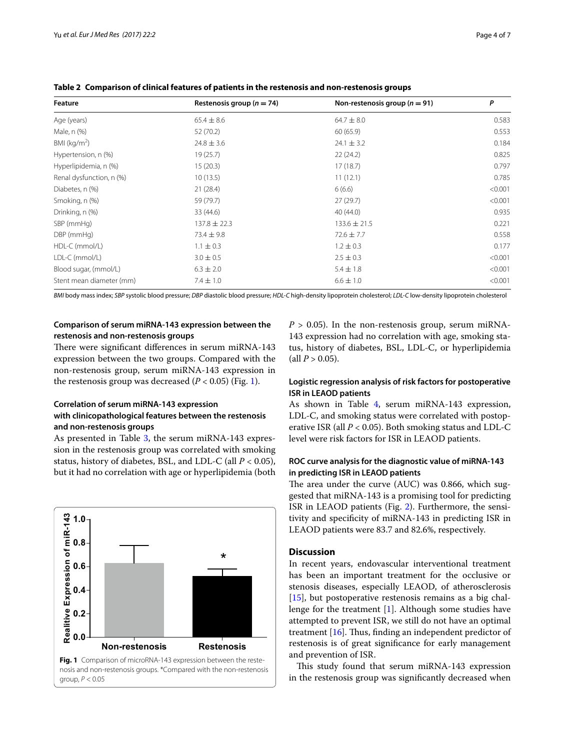**Table 2 Comparison of clinical features of patients in the restenosis and non-restenosis groups**

| Feature | Restenosis group ($n = 74$) | Non-restenosis group ($n = 91$) | *P* |
|---|---|---|---|
| Age (years) | 65.4 ± 8.6 | 64.7 ± 8.0 | 0.583 |
| Male, n (%) | 52 (70.2) | 60 (65.9) | 0.553 |
| BMI (kg/m$^2$) | 24.8 ± 3.6 | 24.1 ± 3.2 | 0.184 |
| Hypertension, n (%) | 19 (25.7) | 22 (24.2) | 0.825 |
| Hyperlipidemia, n (%) | 15 (20.3) | 17 (18.7) | 0.797 |
| Renal dysfunction, n (%) | 10 (13.5) | 11 (12.1) | 0.785 |
| Diabetes, n (%) | 21 (28.4) | 6 (6.6) | <0.001 |
| Smoking, n (%) | 59 (79.7) | 27 (29.7) | <0.001 |
| Drinking, n (%) | 33 (44.6) | 40 (44.0) | 0.935 |
| SBP (mmHg) | 137.8 ± 22.3 | 133.6 ± 21.5 | 0.221 |
| DBP (mmHg) | 73.4 ± 9.8 | 72.6 ± 7.7 | 0.558 |
| HDL-C (mmol/L) | 1.1 ± 0.3 | 1.2 ± 0.3 | 0.177 |
| LDL-C (mmol/L) | 3.0 ± 0.5 | 2.5 ± 0.3 | <0.001 |
| Blood sugar, (mmol/L) | 6.3 ± 2.0 | 5.4 ± 1.8 | <0.001 |
| Stent mean diameter (mm) | 7.4 ± 1.0 | 6.6 ± 1.0 | <0.001 |

*BMI* body mass index; *SBP* systolic blood pressure; *DBP* diastolic blood pressure; *HDL-C* high-density lipoprotein cholesterol; *LDL-C* low-density lipoprotein cholesterol

### Comparison of serum miRNA-143 expression between the restenosis and non-restenosis groups

There were significant differences in serum miRNA-143 expression between the two groups. Compared with the non-restenosis group, serum miRNA-143 expression in the restenosis group was decreased ($P < 0.05$) (Fig. 1).

### Correlation of serum miRNA-143 expression with clinicopathological features between the restenosis and non-restenosis groups

As presented in Table 3, the serum miRNA-143 expression in the restenosis group was correlated with smoking status, history of diabetes, BSL, and LDL-C (all $P < 0.05$), but it had no correlation with age or hyperlipidemia (both $P > 0.05$). In the non-restenosis group, serum miRNA-143 expression had no correlation with age, smoking status, history of diabetes, BSL, LDL-C, or hyperlipidemia (all $P > 0.05$).

**Fig. 1** Comparison of microRNA-143 expression between the restenosis and non-restenosis groups. *Compared with the non-restenosis group, $P < 0.05$

### Logistic regression analysis of risk factors for postoperative ISR in LEAOD patients

As shown in Table 4, serum miRNA-143 expression, LDL-C, and smoking status were correlated with postoperative ISR (all $P < 0.05$). Both smoking status and LDL-C level were risk factors for ISR in LEAOD patients.

### ROC curve analysis for the diagnostic value of miRNA-143 in predicting ISR in LEAOD patients

The area under the curve (AUC) was 0.866, which suggested that miRNA-143 is a promising tool for predicting ISR in LEAOD patients (Fig. 2). Furthermore, the sensitivity and specificity of miRNA-143 in predicting ISR in LEAOD patients were 83.7 and 82.6%, respectively.

## Discussion

In recent years, endovascular interventional treatment has been an important treatment for the occlusive or stenosis diseases, especially LEAOD, of atherosclerosis [15], but postoperative restenosis remains as a big challenge for the treatment [1]. Although some studies have attempted to prevent ISR, we still do not have an optimal treatment [16]. Thus, finding an independent predictor of restenosis is of great significance for early management and prevention of ISR.

This study found that serum miRNA-143 expression in the restenosis group was significantly decreased when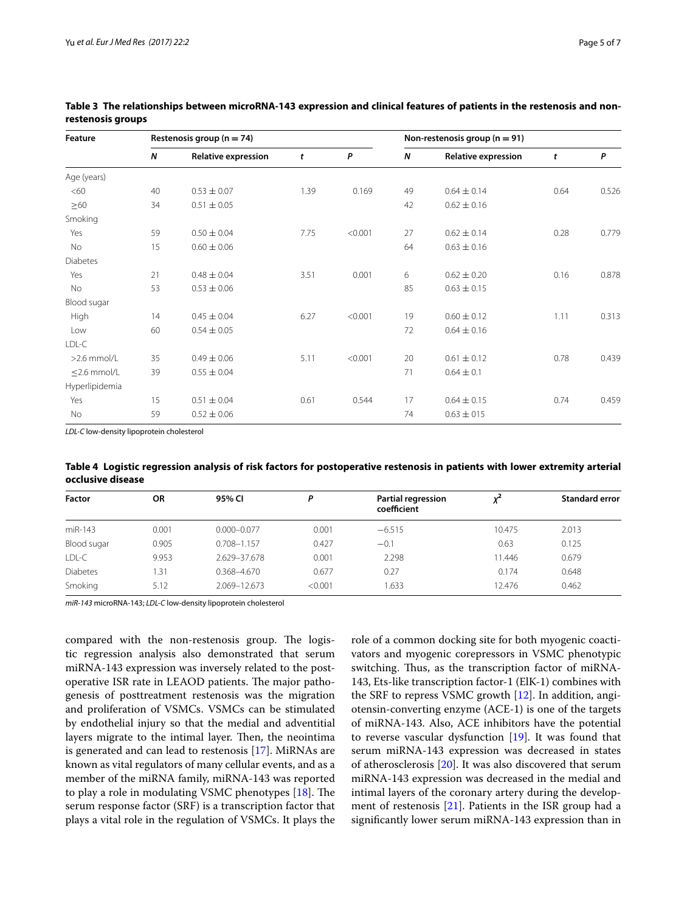**Table 3 The relationships between microRNA-143 expression and clinical features of patients in the restenosis and non-restenosis groups**

| Feature | Restenosis group (n = 74) | | | | Non-restenosis group (n = 91) | | | |
|---|---|---|---|---|---|---|---|---|
| | *N* | Relative expression | *t* | *P* | *N* | Relative expression | *t* | *P* |
| Age (years) | | | | | | | | |
| <60 | 40 | 0.53 ± 0.07 | 1.39 | 0.169 | 49 | 0.64 ± 0.14 | 0.64 | 0.526 |
| ≥60 | 34 | 0.51 ± 0.05 | | | 42 | 0.62 ± 0.16 | | |
| Smoking | | | | | | | | |
| Yes | 59 | 0.50 ± 0.04 | 7.75 | <0.001 | 27 | 0.62 ± 0.14 | 0.28 | 0.779 |
| No | 15 | 0.60 ± 0.06 | | | 64 | 0.63 ± 0.16 | | |
| Diabetes | | | | | | | | |
| Yes | 21 | 0.48 ± 0.04 | 3.51 | 0.001 | 6 | 0.62 ± 0.20 | 0.16 | 0.878 |
| No | 53 | 0.53 ± 0.06 | | | 85 | 0.63 ± 0.15 | | |
| Blood sugar | | | | | | | | |
| High | 14 | 0.45 ± 0.04 | 6.27 | <0.001 | 19 | 0.60 ± 0.12 | 1.11 | 0.313 |
| Low | 60 | 0.54 ± 0.05 | | | 72 | 0.64 ± 0.16 | | |
| LDL-C | | | | | | | | |
| >2.6 mmol/L | 35 | 0.49 ± 0.06 | 5.11 | <0.001 | 20 | 0.61 ± 0.12 | 0.78 | 0.439 |
| ≤2.6 mmol/L | 39 | 0.55 ± 0.04 | | | 71 | 0.64 ± 0.1 | | |
| Hyperlipidemia | | | | | | | | |
| Yes | 15 | 0.51 ± 0.04 | 0.61 | 0.544 | 17 | 0.64 ± 0.15 | 0.74 | 0.459 |
| No | 59 | 0.52 ± 0.06 | | | 74 | 0.63 ± 015 | | |

*LDL-C* low-density lipoprotein cholesterol

**Table 4 Logistic regression analysis of risk factors for postoperative restenosis in patients with lower extremity arterial occlusive disease**

| Factor | OR | 95% CI | *P* | Partial regression coefficient | $\chi^2$ | Standard error |
|---|---|---|---|---|---|---|
| miR-143 | 0.001 | 0.000–0.077 | 0.001 | −6.515 | 10.475 | 2.013 |
| Blood sugar | 0.905 | 0.708–1.157 | 0.427 | −0.1 | 0.63 | 0.125 |
| LDL-C | 9.953 | 2.629–37.678 | 0.001 | 2.298 | 11.446 | 0.679 |
| Diabetes | 1.31 | 0.368–4.670 | 0.677 | 0.27 | 0.174 | 0.648 |
| Smoking | 5.12 | 2.069–12.673 | <0.001 | 1.633 | 12.476 | 0.462 |

*miR-143* microRNA-143; *LDL-C* low-density lipoprotein cholesterol

compared with the non-restenosis group. The logistic regression analysis also demonstrated that serum miRNA-143 expression was inversely related to the postoperative ISR rate in LEAOD patients. The major pathogenesis of posttreatment restenosis was the migration and proliferation of VSMCs. VSMCs can be stimulated by endothelial injury so that the medial and adventitial layers migrate to the intimal layer. Then, the neointima is generated and can lead to restenosis [17]. MiRNAs are known as vital regulators of many cellular events, and as a member of the miRNA family, miRNA-143 was reported to play a role in modulating VSMC phenotypes [18]. The serum response factor (SRF) is a transcription factor that plays a vital role in the regulation of VSMCs. It plays the role of a common docking site for both myogenic coactivators and myogenic corepressors in VSMC phenotypic switching. Thus, as the transcription factor of miRNA-143, Ets-like transcription factor-1 (ElK-1) combines with the SRF to repress VSMC growth [12]. In addition, angiotensin-converting enzyme (ACE-1) is one of the targets of miRNA-143. Also, ACE inhibitors have the potential to reverse vascular dysfunction [19]. It was found that serum miRNA-143 expression was decreased in states of atherosclerosis [20]. It was also discovered that serum miRNA-143 expression was decreased in the medial and intimal layers of the coronary artery during the development of restenosis [21]. Patients in the ISR group had a significantly lower serum miRNA-143 expression than in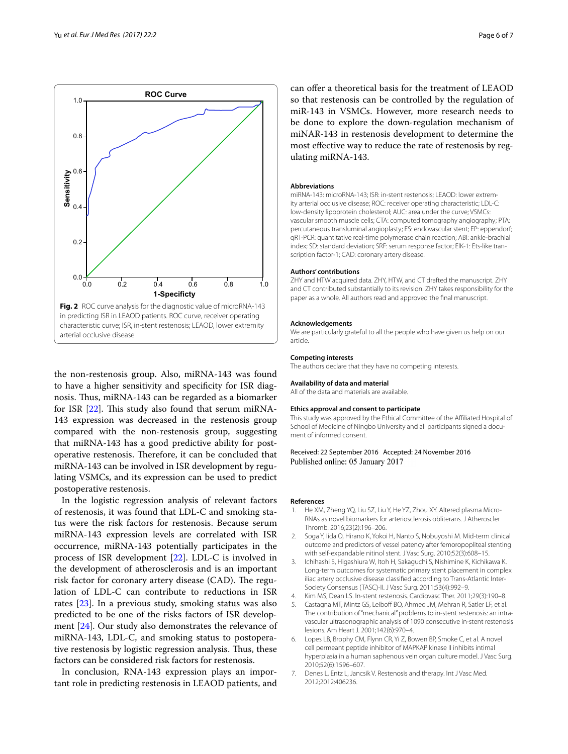Fig. 2 ROC curve analysis for the diagnostic value of microRNA-143 in predicting ISR in LEAOD patients. ROC curve, receiver operating characteristic curve; ISR, in-stent restenosis; LEAOD, lower extremity arterial occlusive disease

the non-restenosis group. Also, miRNA-143 was found to have a higher sensitivity and specificity for ISR diagnosis. Thus, miRNA-143 can be regarded as a biomarker for ISR [22]. This study also found that serum miRNA-143 expression was decreased in the restenosis group compared with the non-restenosis group, suggesting that miRNA-143 has a good predictive ability for post-operative restenosis. Therefore, it can be concluded that miRNA-143 can be involved in ISR development by regulating VSMCs, and its expression can be used to predict postoperative restenosis.

In the logistic regression analysis of relevant factors of restenosis, it was found that LDL-C and smoking status were the risk factors for restenosis. Because serum miRNA-143 expression levels are correlated with ISR occurrence, miRNA-143 potentially participates in the process of ISR development [22]. LDL-C is involved in the development of atherosclerosis and is an important risk factor for coronary artery disease (CAD). The regulation of LDL-C can contribute to reductions in ISR rates [23]. In a previous study, smoking status was also predicted to be one of the risks factors of ISR development [24]. Our study also demonstrates the relevance of miRNA-143, LDL-C, and smoking status to postoperative restenosis by logistic regression analysis. Thus, these factors can be considered risk factors for restenosis.

In conclusion, RNA-143 expression plays an important role in predicting restenosis in LEAOD patients, and can offer a theoretical basis for the treatment of LEAOD so that restenosis can be controlled by the regulation of miR-143 in VSMCs. However, more research needs to be done to explore the down-regulation mechanism of miNAR-143 in restenosis development to determine the most effective way to reduce the rate of restenosis by regulating miRNA-143.

#### Abbreviations

miRNA-143: microRNA-143; ISR: in-stent restenosis; LEAOD: lower extremity arterial occlusive disease; ROC: receiver operating characteristic; LDL-C: low-density lipoprotein cholesterol; AUC: area under the curve; VSMCs: vascular smooth muscle cells; CTA: computed tomography angiography; PTA: percutaneous transluminal angioplasty; ES: endovascular stent; EP: eppendorf; qRT-PCR: quantitative real-time polymerase chain reaction; ABI: ankle-brachial index; SD: standard deviation; SRF: serum response factor; ElK-1: Ets-like transcription factor-1; CAD: coronary artery disease.

#### Authors' contributions

ZHY and HTW acquired data. ZHY, HTW, and CT drafted the manuscript. ZHY and CT contributed substantially to its revision. ZHY takes responsibility for the paper as a whole. All authors read and approved the final manuscript.

#### Acknowledgements

We are particularly grateful to all the people who have given us help on our article.

#### Competing interests

The authors declare that they have no competing interests.

#### Availability of data and material

All of the data and materials are available.

#### Ethics approval and consent to participate

This study was approved by the Ethical Committee of the Affiliated Hospital of School of Medicine of Ningbo University and all participants signed a document of informed consent.

Received: 22 September 2016 Accepted: 24 November 2016
Published online: 05 January 2017

#### References

1. He XM, Zheng YQ, Liu SZ, Liu Y, He YZ, Zhou XY. Altered plasma MicroRNAs as novel biomarkers for arteriosclerosis obliterans. J Atheroscler Thromb. 2016;23(2):196–206.
2. Soga Y, Iida O, Hirano K, Yokoi H, Nanto S, Nobuyoshi M. Mid-term clinical outcome and predictors of vessel patency after femoropopliteal stenting with self-expandable nitinol stent. J Vasc Surg. 2010;52(3):608–15.
3. Ichihashi S, Higashiura W, Itoh H, Sakaguchi S, Nishimine K, Kichikawa K. Long-term outcomes for systematic primary stent placement in complex iliac artery occlusive disease classified according to Trans-Atlantic Inter-Society Consensus (TASC)-II. J Vasc Surg. 2011;53(4):992–9.
4. Kim MS, Dean LS. In-stent restenosis. Cardiovasc Ther. 2011;29(3):190–8.
5. Castagna MT, Mintz GS, Leiboff BO, Ahmed JM, Mehran R, Satler LF, et al. The contribution of "mechanical" problems to in-stent restenosis: an intravascular ultrasonographic analysis of 1090 consecutive in-stent restenosis lesions. Am Heart J. 2001;142(6):970–4.
6. Lopes LB, Brophy CM, Flynn CR, Yi Z, Bowen BP, Smoke C, et al. A novel cell permeant peptide inhibitor of MAPKAP kinase II inhibits intimal hyperplasia in a human saphenous vein organ culture model. J Vasc Surg. 2010;52(6):1596–607.
7. Denes L, Entz L, Jancsik V. Restenosis and therapy. Int J Vasc Med. 2012;2012:406236.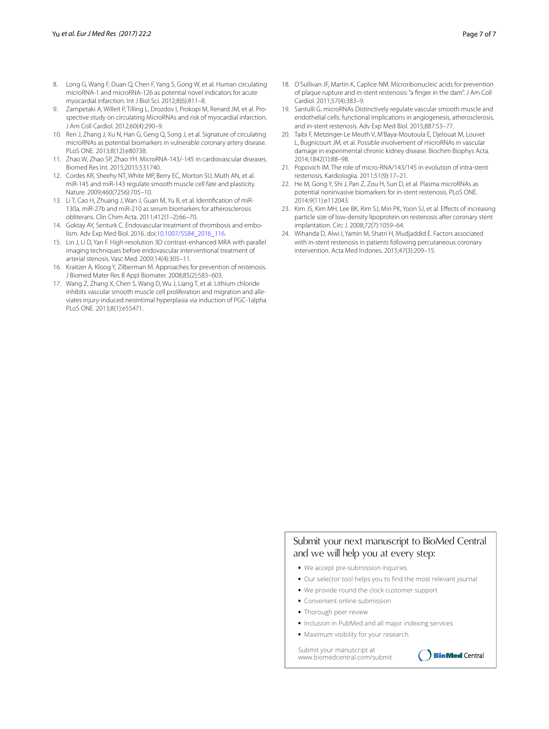8. Long G, Wang F, Duan Q, Chen F, Yang S, Gong W, et al. Human circulating microRNA-1 and microRNA-126 as potential novel indicators for acute myocardial infarction. Int J Biol Sci. 2012;8(6):811–8.
9. Zampetaki A, Willeit P, Tilling L, Drozdov I, Prokopi M, Renard JM, et al. Prospective study on circulating MicroRNAs and risk of myocardial infarction. J Am Coll Cardiol. 2012;60(4):290–9.
10. Ren J, Zhang J, Xu N, Han G, Geng Q, Song J, et al. Signature of circulating microRNAs as potential biomarkers in vulnerable coronary artery disease. PLoS ONE. 2013;8(12):e80738.
11. Zhao W, Zhao SP, Zhao YH. MicroRNA-143/-145 in cardiovascular diseases. Biomed Res Int. 2015;2015:531740.
12. Cordes KR, Sheehy NT, White MP, Berry EC, Morton SU, Muth AN, et al. miR-145 and miR-143 regulate smooth muscle cell fate and plasticity. Nature. 2009;460(7256):705–10.
13. Li T, Cao H, Zhuang J, Wan J, Guan M, Yu B, et al. Identification of miR-130a, miR-27b and miR-210 as serum biomarkers for atherosclerosis obliterans. Clin Chim Acta. 2011;412(1–2):66–70.
14. Goktay AY, Senturk C. Endovascular treatment of thrombosis and embolism. Adv Exp Med Biol. 2016. doi:10.1007/5584_2016_116.
15. Lin J, Li D, Yan F. High-resolution 3D contrast-enhanced MRA with parallel imaging techniques before endovascular interventional treatment of arterial stenosis. Vasc Med. 2009;14(4):305–11.
16. Kraitzer A, Kloog Y, Zilberman M. Approaches for prevention of restenosis. J Biomed Mater Res B Appl Biomater. 2008;85(2):583–603.
17. Wang Z, Zhang X, Chen S, Wang D, Wu J, Liang T, et al. Lithium chloride inhibits vascular smooth muscle cell proliferation and migration and alleviates injury-induced neointimal hyperplasia via induction of PGC-1alpha. PLoS ONE. 2013;8(1):e55471.
18. O'Sullivan JF, Martin K, Caplice NM. Microribonucleic acids for prevention of plaque rupture and in-stent restenosis: "a finger in the dam". J Am Coll Cardiol. 2011;57(4):383–9.
19. Santulli G. microRNAs Distinctively regulate vascular smooth muscle and endothelial cells: functional implications in angiogenesis, atherosclerosis, and in-stent restenosis. Adv Exp Med Biol. 2015;887:53–77.
20. Taibi F, Metzinger-Le Meuth V, M'Baya-Moutoula E, Djelouat M, Louvet L, Bugnicourt JM, et al. Possible involvement of microRNAs in vascular damage in experimental chronic kidney disease. Biochim Biophys Acta. 2014;1842(1):88–98.
21. Popovich IM. The role of micro-RNA/143/145 in evolution of intra-stent restenosis. Kardiologiia. 2011;51(9):17–21.
22. He M, Gong Y, Shi J, Pan Z, Zou H, Sun D, et al. Plasma microRNAs as potential noninvasive biomarkers for in-stent restenosis. PLoS ONE. 2014;9(11):e112043.
23. Kim JS, Kim MH, Lee BK, Rim SJ, Min PK, Yoon SJ, et al. Effects of increasing particle size of low-density lipoprotein on restenosis after coronary stent implantation. Circ J. 2008;72(7):1059–64.
24. Wihanda D, Alwi I, Yamin M, Shatri H, Mudjaddid E. Factors associated with in-stent restenosis in patients following percutaneous coronary intervention. Acta Med Indones. 2015;47(3):209–15.

Submit your next manuscript to BioMed Central and we will help you at every step:

- We accept pre-submission inquiries
- Our selector tool helps you to find the most relevant journal
- We provide round the clock customer support
- Convenient online submission
- Thorough peer review
- Inclusion in PubMed and all major indexing services
- Maximum visibility for your research

Submit your manuscript at www.biomedcentral.com/submit

BioMed Central